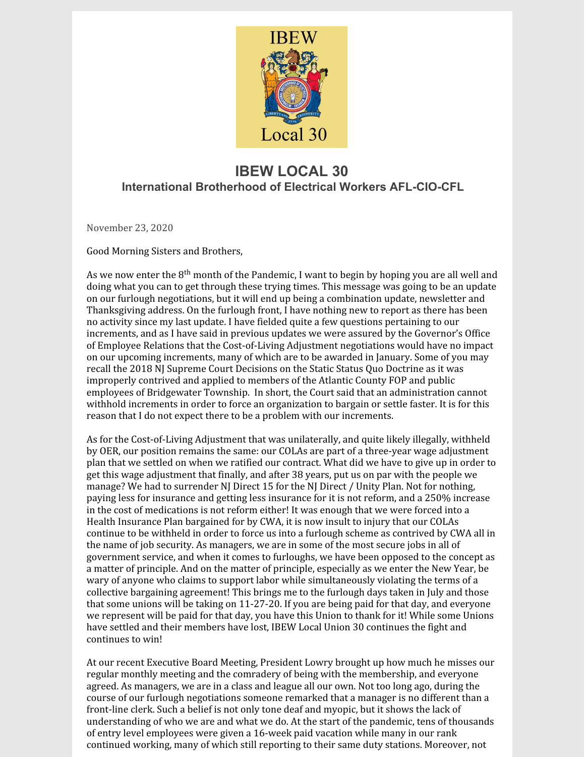IBEW

Local 30

# IBEW LOCAL 30

## International Brotherhood of Electrical Workers AFL-CIO-CFL

November 23, 2020

Good Morning Sisters and Brothers,

As we now enter the 8th month of the Pandemic, I want to begin by hoping you are all well and doing what you can to get through these trying times. This message was going to be an update on our furlough negotiations, but it will end up being a combination update, newsletter and Thanksgiving address. On the furlough front, I have nothing new to report as there has been no activity since my last update. I have fielded quite a few questions pertaining to our increments, and as I have said in previous updates we were assured by the Governor's Office of Employee Relations that the Cost-of-Living Adjustment negotiations would have no impact on our upcoming increments, many of which are to be awarded in January. Some of you may recall the 2018 NJ Supreme Court Decisions on the Static Status Quo Doctrine as it was improperly contrived and applied to members of the Atlantic County FOP and public employees of Bridgewater Township. In short, the Court said that an administration cannot withhold increments in order to force an organization to bargain or settle faster. It is for this reason that I do not expect there to be a problem with our increments.

As for the Cost-of-Living Adjustment that was unilaterally, and quite likely illegally, withheld by OER, our position remains the same: our COLAs are part of a three-year wage adjustment plan that we settled on when we ratified our contract. What did we have to give up in order to get this wage adjustment that finally, and after 38 years, put us on par with the people we manage? We had to surrender NJ Direct 15 for the NJ Direct / Unity Plan. Not for nothing, paying less for insurance and getting less insurance for it is not reform, and a 250% increase in the cost of medications is not reform either! It was enough that we were forced into a Health Insurance Plan bargained for by CWA, it is now insult to injury that our COLAs continue to be withheld in order to force us into a furlough scheme as contrived by CWA all in the name of job security. As managers, we are in some of the most secure jobs in all of government service, and when it comes to furloughs, we have been opposed to the concept as a matter of principle. And on the matter of principle, especially as we enter the New Year, be wary of anyone who claims to support labor while simultaneously violating the terms of a collective bargaining agreement! This brings me to the furlough days taken in July and those that some unions will be taking on 11-27-20. If you are being paid for that day, and everyone we represent will be paid for that day, you have this Union to thank for it! While some Unions have settled and their members have lost, IBEW Local Union 30 continues the fight and continues to win!

At our recent Executive Board Meeting, President Lowry brought up how much he misses our regular monthly meeting and the comradery of being with the membership, and everyone agreed. As managers, we are in a class and league all our own. Not too long ago, during the course of our furlough negotiations someone remarked that a manager is no different than a front-line clerk. Such a belief is not only tone deaf and myopic, but it shows the lack of understanding of who we are and what we do. At the start of the pandemic, tens of thousands of entry level employees were given a 16-week paid vacation while many in our rank continued working, many of which still reporting to their same duty stations. Moreover, not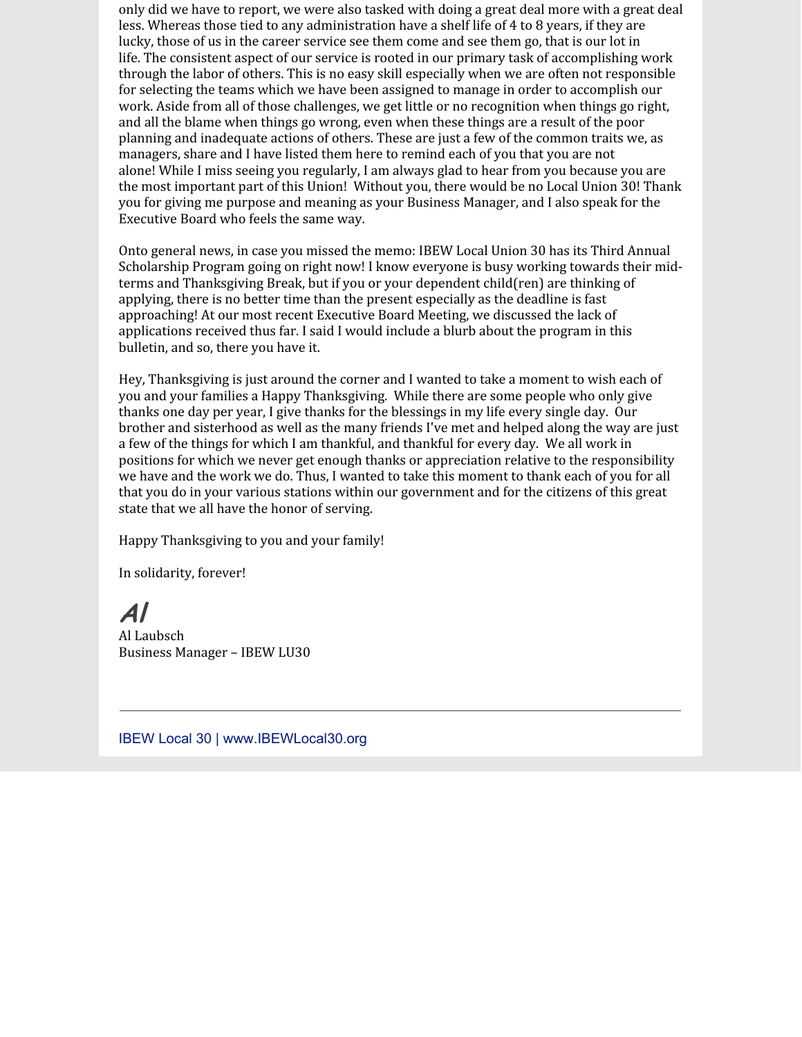only did we have to report, we were also tasked with doing a great deal more with a great deal less. Whereas those tied to any administration have a shelf life of 4 to 8 years, if they are lucky, those of us in the career service see them come and see them go, that is our lot in life. The consistent aspect of our service is rooted in our primary task of accomplishing work through the labor of others. This is no easy skill especially when we are often not responsible for selecting the teams which we have been assigned to manage in order to accomplish our work. Aside from all of those challenges, we get little or no recognition when things go right, and all the blame when things go wrong, even when these things are a result of the poor planning and inadequate actions of others. These are just a few of the common traits we, as managers, share and I have listed them here to remind each of you that you are not alone! While I miss seeing you regularly, I am always glad to hear from you because you are the most important part of this Union! Without you, there would be no Local Union 30! Thank you for giving me purpose and meaning as your Business Manager, and I also speak for the Executive Board who feels the same way.

Onto general news, in case you missed the memo: IBEW Local Union 30 has its Third Annual Scholarship Program going on right now! I know everyone is busy working towards their mid-terms and Thanksgiving Break, but if you or your dependent child(ren) are thinking of applying, there is no better time than the present especially as the deadline is fast approaching! At our most recent Executive Board Meeting, we discussed the lack of applications received thus far. I said I would include a blurb about the program in this bulletin, and so, there you have it.

Hey, Thanksgiving is just around the corner and I wanted to take a moment to wish each of you and your families a Happy Thanksgiving. While there are some people who only give thanks one day per year, I give thanks for the blessings in my life every single day. Our brother and sisterhood as well as the many friends I've met and helped along the way are just a few of the things for which I am thankful, and thankful for every day. We all work in positions for which we never get enough thanks or appreciation relative to the responsibility we have and the work we do. Thus, I wanted to take this moment to thank each of you for all that you do in your various stations within our government and for the citizens of this great state that we all have the honor of serving.

Happy Thanksgiving to you and your family!

In solidarity, forever!

***Al***

Al Laubsch
Business Manager – IBEW LU30

---

IBEW Local 30 | www.IBEWLocal30.org